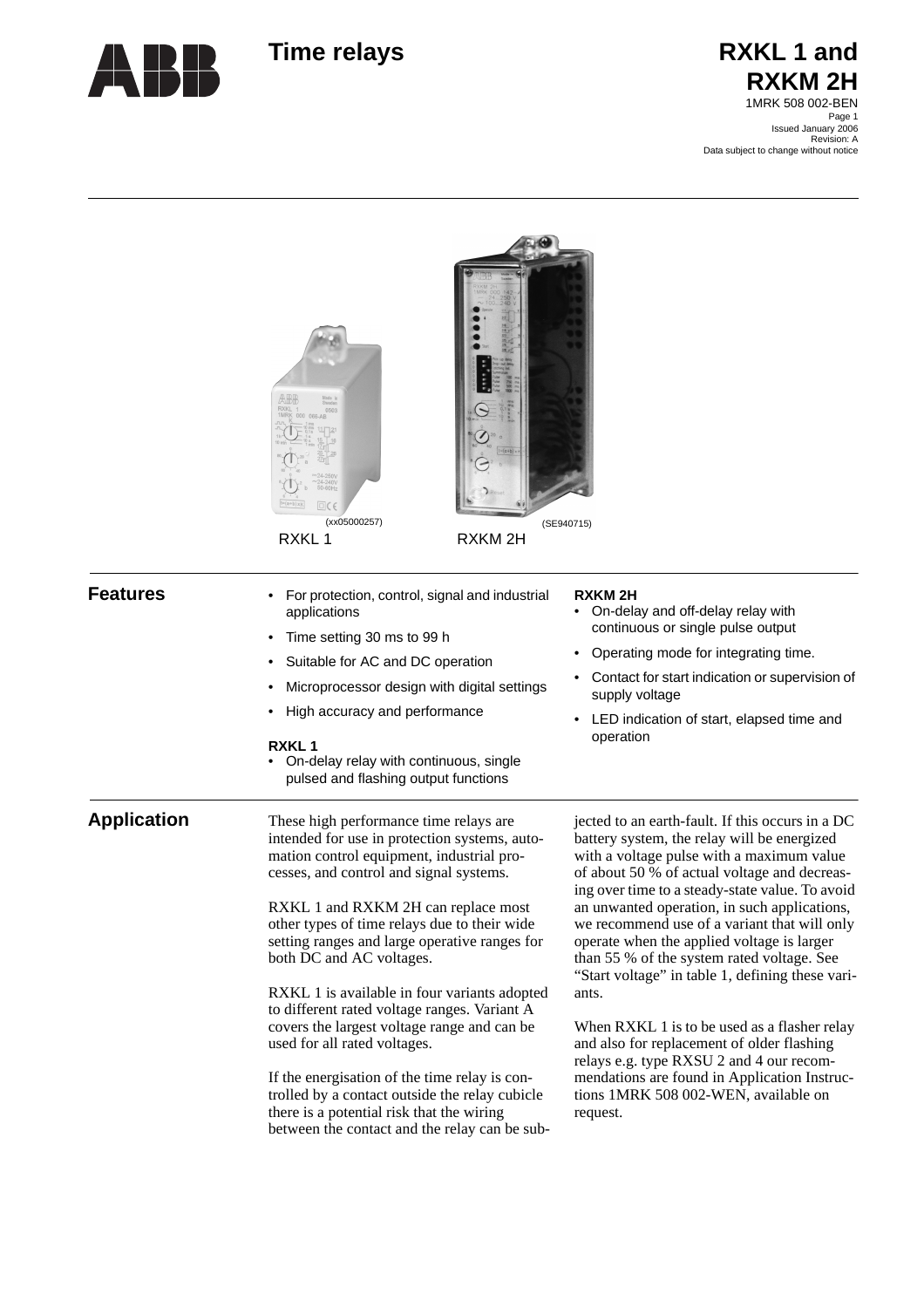# Time relays

# RXKL 1 and RXKM 2H

1MRK 508 002-BEN
Page 1
Issued January 2006
Revision: A
Data subject to change without notice

(xx05000257)
RXKL 1

(SE940715)
RXKM 2H

## Features

- For protection, control, signal and industrial applications
- Time setting 30 ms to 99 h
- Suitable for AC and DC operation
- Microprocessor design with digital settings
- High accuracy and performance

**RXKL 1**

- On-delay relay with continuous, single pulsed and flashing output functions

**RXKM 2H**

- On-delay and off-delay relay with continuous or single pulse output
- Operating mode for integrating time.
- Contact for start indication or supervision of supply voltage
- LED indication of start, elapsed time and operation

## Application

These high performance time relays are intended for use in protection systems, automation control equipment, industrial processes, and control and signal systems.

RXKL 1 and RXKM 2H can replace most other types of time relays due to their wide setting ranges and large operative ranges for both DC and AC voltages.

RXKL 1 is available in four variants adopted to different rated voltage ranges. Variant A covers the largest voltage range and can be used for all rated voltages.

If the energisation of the time relay is controlled by a contact outside the relay cubicle there is a potential risk that the wiring between the contact and the relay can be subjected to an earth-fault. If this occurs in a DC battery system, the relay will be energized with a voltage pulse with a maximum value of about 50 % of actual voltage and decreasing over time to a steady-state value. To avoid an unwanted operation, in such applications, we recommend use of a variant that will only operate when the applied voltage is larger than 55 % of the system rated voltage. See "Start voltage" in table 1, defining these variants.

When RXKL 1 is to be used as a flasher relay and also for replacement of older flashing relays e.g. type RXSU 2 and 4 our recommendations are found in Application Instructions 1MRK 508 002-WEN, available on request.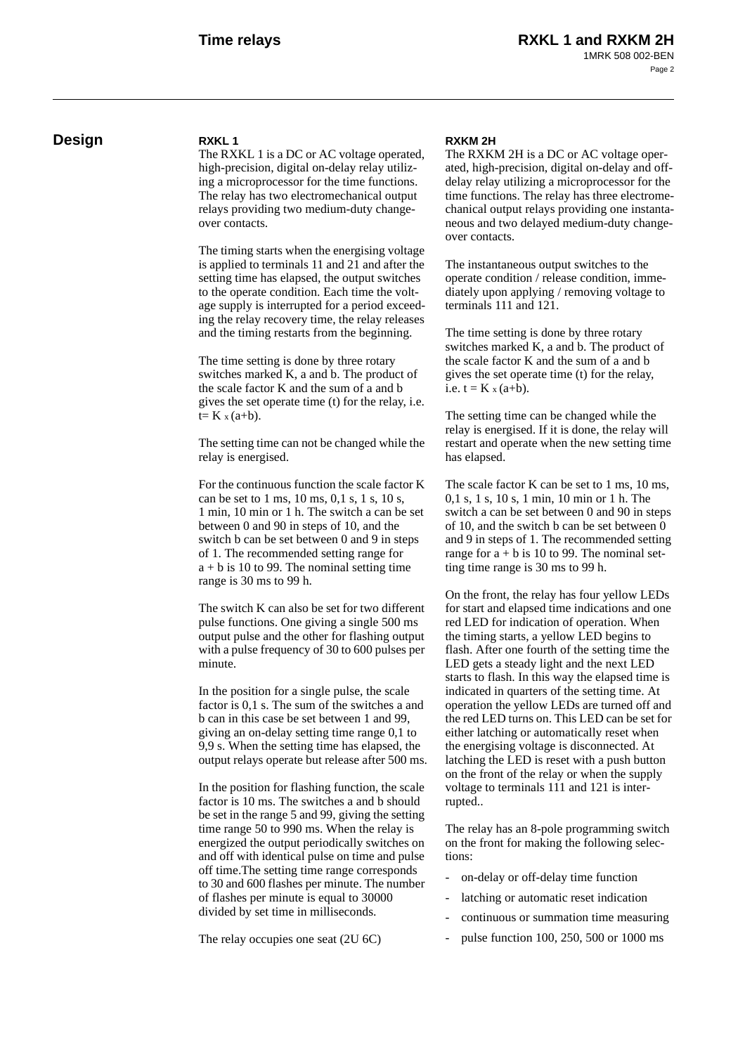# Design

### RXKL 1

The RXKL 1 is a DC or AC voltage operated, high-precision, digital on-delay relay utilizing a microprocessor for the time functions. The relay has two electromechanical output relays providing two medium-duty change-over contacts.

The timing starts when the energising voltage is applied to terminals 11 and 21 and after the setting time has elapsed, the output switches to the operate condition. Each time the voltage supply is interrupted for a period exceeding the relay recovery time, the relay releases and the timing restarts from the beginning.

The time setting is done by three rotary switches marked K, a and b. The product of the scale factor K and the sum of a and b gives the set operate time (t) for the relay, i.e. $t = K \times (a+b)$.

The setting time can not be changed while the relay is energised.

For the continuous function the scale factor K can be set to 1 ms, 10 ms, 0,1 s, 1 s, 10 s, 1 min, 10 min or 1 h. The switch a can be set between 0 and 90 in steps of 10, and the switch b can be set between 0 and 9 in steps of 1. The recommended setting range for $a + b$ is 10 to 99. The nominal setting time range is 30 ms to 99 h.

The switch K can also be set for two different pulse functions. One giving a single 500 ms output pulse and the other for flashing output with a pulse frequency of 30 to 600 pulses per minute.

In the position for a single pulse, the scale factor is 0,1 s. The sum of the switches a and b can in this case be set between 1 and 99, giving an on-delay setting time range 0,1 to 9,9 s. When the setting time has elapsed, the output relays operate but release after 500 ms.

In the position for flashing function, the scale factor is 10 ms. The switches a and b should be set in the range 5 and 99, giving the setting time range 50 to 990 ms. When the relay is energized the output periodically switches on and off with identical pulse on time and pulse off time.The setting time range corresponds to 30 and 600 flashes per minute. The number of flashes per minute is equal to 30000 divided by set time in milliseconds.

The relay occupies one seat (2U 6C)

### RXKM 2H

The RXKM 2H is a DC or AC voltage operated, high-precision, digital on-delay and off-delay relay utilizing a microprocessor for the time functions. The relay has three electromechanical output relays providing one instantaneous and two delayed medium-duty change-over contacts.

The instantaneous output switches to the operate condition / release condition, immediately upon applying / removing voltage to terminals 111 and 121.

The time setting is done by three rotary switches marked K, a and b. The product of the scale factor K and the sum of a and b gives the set operate time (t) for the relay, i.e. $t = K \times (a+b)$.

The setting time can be changed while the relay is energised. If it is done, the relay will restart and operate when the new setting time has elapsed.

The scale factor K can be set to 1 ms, 10 ms, 0,1 s, 1 s, 10 s, 1 min, 10 min or 1 h. The switch a can be set between 0 and 90 in steps of 10, and the switch b can be set between 0 and 9 in steps of 1. The recommended setting range for $a + b$ is 10 to 99. The nominal setting time range is 30 ms to 99 h.

On the front, the relay has four yellow LEDs for start and elapsed time indications and one red LED for indication of operation. When the timing starts, a yellow LED begins to flash. After one fourth of the setting time the LED gets a steady light and the next LED starts to flash. In this way the elapsed time is indicated in quarters of the setting time. At operation the yellow LEDs are turned off and the red LED turns on. This LED can be set for either latching or automatically reset when the energising voltage is disconnected. At latching the LED is reset with a push button on the front of the relay or when the supply voltage to terminals 111 and 121 is interrupted..

The relay has an 8-pole programming switch on the front for making the following selections:

- on-delay or off-delay time function
- latching or automatic reset indication
- continuous or summation time measuring
- pulse function 100, 250, 500 or 1000 ms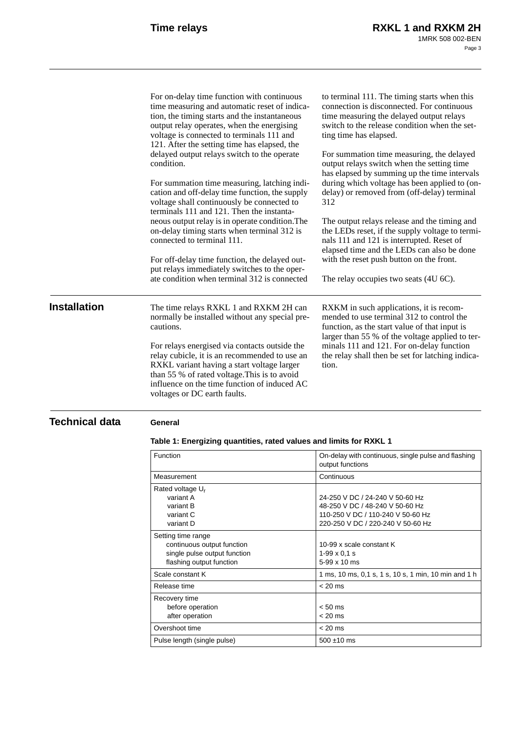For on-delay time function with continuous time measuring and automatic reset of indication, the timing starts and the instantaneous output relay operates, when the energising voltage is connected to terminals 111 and 121. After the setting time has elapsed, the delayed output relays switch to the operate condition.

For summation time measuring, latching indication and off-delay time function, the supply voltage shall continuously be connected to terminals 111 and 121. Then the instantaneous output relay is in operate condition.The on-delay timing starts when terminal 312 is connected to terminal 111.

For off-delay time function, the delayed output relays immediately switches to the operate condition when terminal 312 is connected to terminal 111. The timing starts when this connection is disconnected. For continuous time measuring the delayed output relays switch to the release condition when the setting time has elapsed.

For summation time measuring, the delayed output relays switch when the setting time has elapsed by summing up the time intervals during which voltage has been applied to (on-delay) or removed from (off-delay) terminal 312

The output relays release and the timing and the LEDs reset, if the supply voltage to terminals 111 and 121 is interrupted. Reset of elapsed time and the LEDs can also be done with the reset push button on the front.

The relay occupies two seats (4U 6C).

## Installation

The time relays RXKL 1 and RXKM 2H can normally be installed without any special precautions.

For relays energised via contacts outside the relay cubicle, it is an recommended to use an RXKL variant having a start voltage larger than 55 % of rated voltage.This is to avoid influence on the time function of induced AC voltages or DC earth faults.

RXKM in such applications, it is recommended to use terminal 312 to control the function, as the start value of that input is larger than 55 % of the voltage applied to terminals 111 and 121. For on-delay function the relay shall then be set for latching indication.

## Technical data

### General

**Table 1: Energizing quantities, rated values and limits for RXKL 1**

| Function | On-delay with continuous, single pulse and flashing output functions |
|---|---|
| Measurement | Continuous |
| Rated voltage $U_r$<br>variant A<br>variant B<br>variant C<br>variant D | <br>24-250 V DC / 24-240 V 50-60 Hz<br>48-250 V DC / 48-240 V 50-60 Hz<br>110-250 V DC / 110-240 V 50-60 Hz<br>220-250 V DC / 220-240 V 50-60 Hz |
| Setting time range<br>continuous output function<br>single pulse output function<br>flashing output function | <br>10-99 x scale constant K<br>1-99 x 0,1 s<br>5-99 x 10 ms |
| Scale constant K | 1 ms, 10 ms, 0,1 s, 1 s, 10 s, 1 min, 10 min and 1 h |
| Release time | < 20 ms |
| Recovery time<br>before operation<br>after operation | <br>< 50 ms<br>< 20 ms |
| Overshoot time | < 20 ms |
| Pulse length (single pulse) | 500 ±10 ms |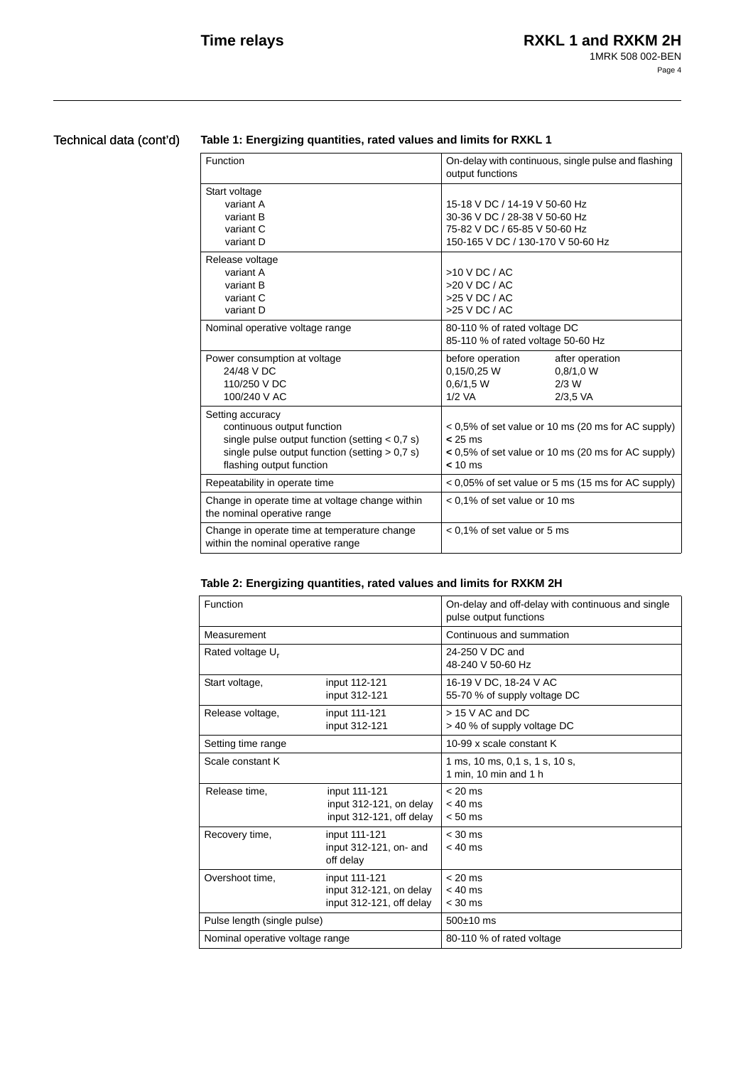## Technical data (cont'd)

**Table 1: Energizing quantities, rated values and limits for RXKL 1**

| | |
|---|---|
| Function | On-delay with continuous, single pulse and flashing output functions |
| Start voltage<br>variant A<br>variant B<br>variant C<br>variant D | <br>15-18 V DC / 14-19 V 50-60 Hz<br>30-36 V DC / 28-38 V 50-60 Hz<br>75-82 V DC / 65-85 V 50-60 Hz<br>150-165 V DC / 130-170 V 50-60 Hz |
| Release voltage<br>variant A<br>variant B<br>variant C<br>variant D | <br>>10 V DC / AC<br>>20 V DC / AC<br>>25 V DC / AC<br>>25 V DC / AC |
| Nominal operative voltage range | 80-110 % of rated voltage DC<br>85-110 % of rated voltage 50-60 Hz |
| Power consumption at voltage<br>24/48 V DC<br>110/250 V DC<br>100/240 V AC | before operation: 0,15/0,25 W; 0,6/1,5 W; 1/2 VA<br>after operation: 0,8/1,0 W; 2/3 W; 2/3,5 VA |
| Setting accuracy<br>continuous output function<br>single pulse output function (setting < 0,7 s)<br>single pulse output function (setting > 0,7 s)<br>flashing output function | <br>< 0,5% of set value or 10 ms (20 ms for AC supply)<br>< 25 ms<br>< 0,5% of set value or 10 ms (20 ms for AC supply)<br>< 10 ms |
| Repeatability in operate time | < 0,05% of set value or 5 ms (15 ms for AC supply) |
| Change in operate time at voltage change within the nominal operative range | < 0,1% of set value or 10 ms |
| Change in operate time at temperature change within the nominal operative range | < 0,1% of set value or 5 ms |

**Table 2: Energizing quantities, rated values and limits for RXKM 2H**

| | | |
|---|---|---|
| Function | | On-delay and off-delay with continuous and single pulse output functions |
| Measurement | | Continuous and summation |
| Rated voltage $U_r$ | | 24-250 V DC and<br>48-240 V 50-60 Hz |
| Start voltage, | input 112-121<br>input 312-121 | 16-19 V DC, 18-24 V AC<br>55-70 % of supply voltage DC |
| Release voltage, | input 111-121<br>input 312-121 | > 15 V AC and DC<br>> 40 % of supply voltage DC |
| Setting time range | | 10-99 x scale constant K |
| Scale constant K | | 1 ms, 10 ms, 0,1 s, 1 s, 10 s,<br>1 min, 10 min and 1 h |
| Release time, | input 111-121<br>input 312-121, on delay<br>input 312-121, off delay | < 20 ms<br>< 40 ms<br>< 50 ms |
| Recovery time, | input 111-121<br>input 312-121, on- and off delay | < 30 ms<br>< 40 ms |
| Overshoot time, | input 111-121<br>input 312-121, on delay<br>input 312-121, off delay | < 20 ms<br>< 40 ms<br>< 30 ms |
| Pulse length (single pulse) | | 500±10 ms |
| Nominal operative voltage range | | 80-110 % of rated voltage |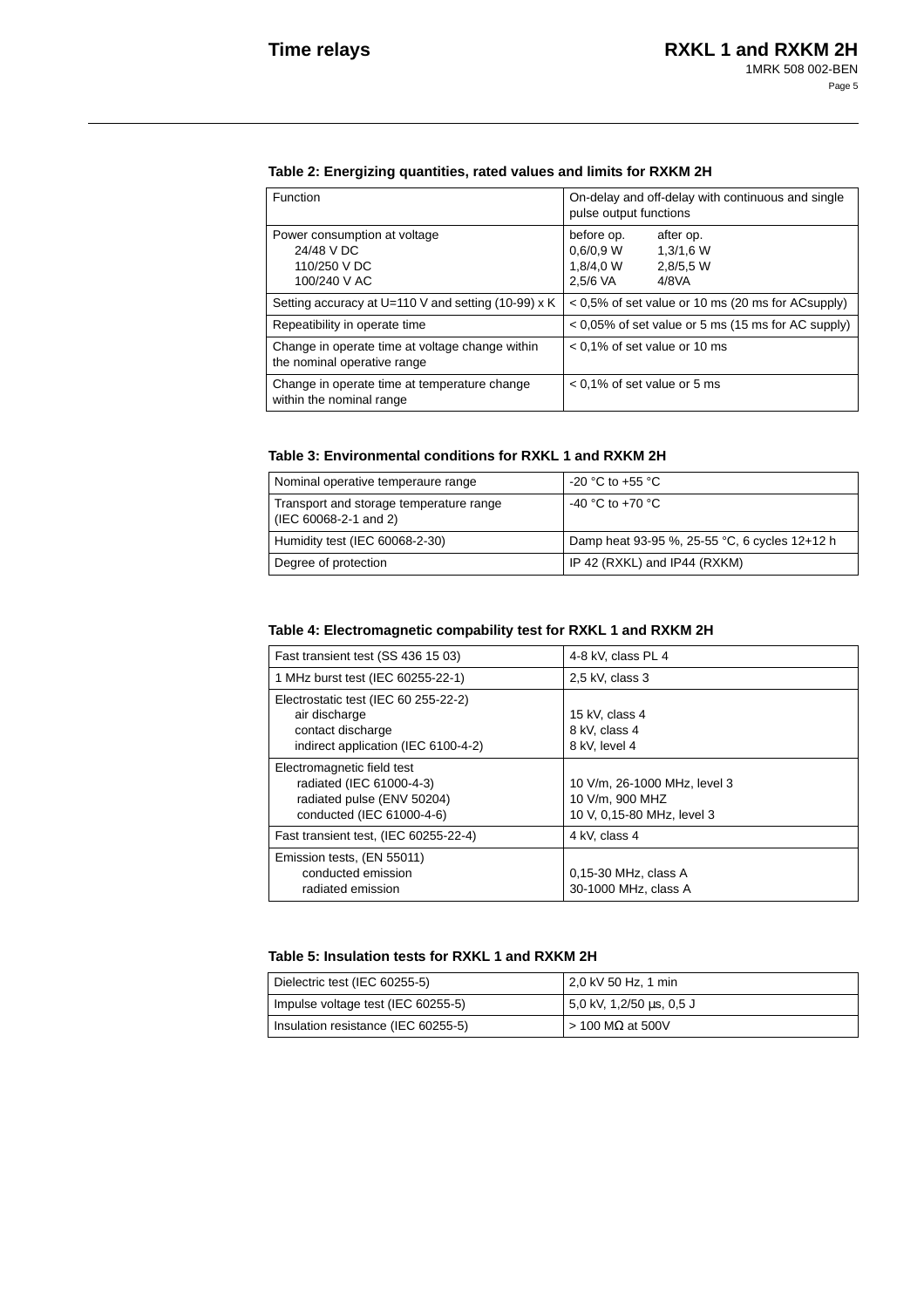**Table 2: Energizing quantities, rated values and limits for RXKM 2H**

| Function | On-delay and off-delay with continuous and single pulse output functions |
|---|---|
| Power consumption at voltage<br>24/48 V DC<br>110/250 V DC<br>100/240 V AC | before op. after op.<br>0,6/0,9 W 1,3/1,6 W<br>1,8/4,0 W 2,8/5,5 W<br>2,5/6 VA 4/8VA |
| Setting accuracy at U=110 V and setting (10-99) x K | < 0,5% of set value or 10 ms (20 ms for ACsupply) |
| Repeatibility in operate time | < 0,05% of set value or 5 ms (15 ms for AC supply) |
| Change in operate time at voltage change within the nominal operative range | < 0,1% of set value or 10 ms |
| Change in operate time at temperature change within the nominal range | < 0,1% of set value or 5 ms |

**Table 3: Environmental conditions for RXKL 1 and RXKM 2H**

| Nominal operative temperaure range | -20 °C to +55 °C |
|---|---|
| Transport and storage temperature range (IEC 60068-2-1 and 2) | -40 °C to +70 °C |
| Humidity test (IEC 60068-2-30) | Damp heat 93-95 %, 25-55 °C, 6 cycles 12+12 h |
| Degree of protection | IP 42 (RXKL) and IP44 (RXKM) |

**Table 4: Electromagnetic compability test for RXKL 1 and RXKM 2H**

| Fast transient test (SS 436 15 03) | 4-8 kV, class PL 4 |
|---|---|
| 1 MHz burst test (IEC 60255-22-1) | 2,5 kV, class 3 |
| Electrostatic test (IEC 60 255-22-2)<br>air discharge<br>contact discharge<br>indirect application (IEC 6100-4-2) | <br>15 kV, class 4<br>8 kV, class 4<br>8 kV, level 4 |
| Electromagnetic field test<br>radiated (IEC 61000-4-3)<br>radiated pulse (ENV 50204)<br>conducted (IEC 61000-4-6) | <br>10 V/m, 26-1000 MHz, level 3<br>10 V/m, 900 MHZ<br>10 V, 0,15-80 MHz, level 3 |
| Fast transient test, (IEC 60255-22-4) | 4 kV, class 4 |
| Emission tests, (EN 55011)<br>conducted emission<br>radiated emission | <br>0,15-30 MHz, class A<br>30-1000 MHz, class A |

**Table 5: Insulation tests for RXKL 1 and RXKM 2H**

| Dielectric test (IEC 60255-5) | 2,0 kV 50 Hz, 1 min |
|---|---|
| Impulse voltage test (IEC 60255-5) | 5,0 kV, 1,2/50 µs, 0,5 J |
| Insulation resistance (IEC 60255-5) | > 100 MΩ at 500V |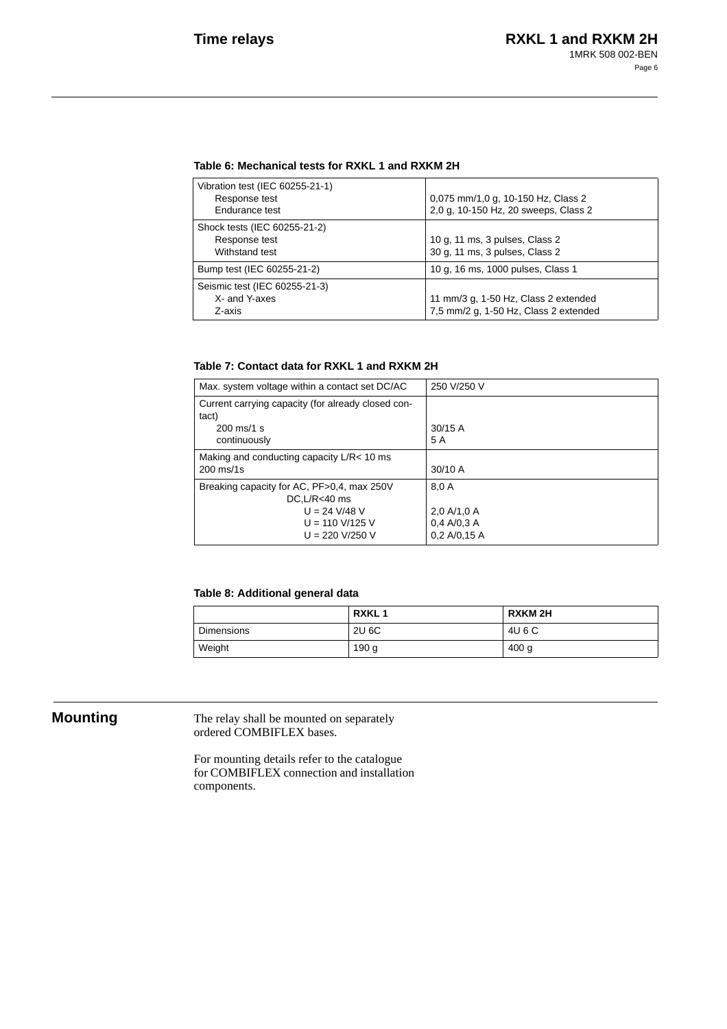**Table 6: Mechanical tests for RXKL 1 and RXKM 2H**

| | |
|---|---|
| Vibration test (IEC 60255-21-1)<br>Response test<br>Endurance test | <br>0,075 mm/1,0 g, 10-150 Hz, Class 2<br>2,0 g, 10-150 Hz, 20 sweeps, Class 2 |
| Shock tests (IEC 60255-21-2)<br>Response test<br>Withstand test | <br>10 g, 11 ms, 3 pulses, Class 2<br>30 g, 11 ms, 3 pulses, Class 2 |
| Bump test (IEC 60255-21-2) | 10 g, 16 ms, 1000 pulses, Class 1 |
| Seismic test (IEC 60255-21-3)<br>X- and Y-axes<br>Z-axis | <br>11 mm/3 g, 1-50 Hz, Class 2 extended<br>7,5 mm/2 g, 1-50 Hz, Class 2 extended |

**Table 7: Contact data for RXKL 1 and RXKM 2H**

| | |
|---|---|
| Max. system voltage within a contact set DC/AC | 250 V/250 V |
| Current carrying capacity (for already closed contact)<br>200 ms/1 s<br>continuously | <br><br>30/15 A<br>5 A |
| Making and conducting capacity L/R< 10 ms<br>200 ms/1s | <br>30/10 A |
| Breaking capacity for AC, PF>0,4, max 250V<br>DC,L/R<40 ms<br>U = 24 V/48 V<br>U = 110 V/125 V<br>U = 220 V/250 V | 8,0 A<br><br>2,0 A/1,0 A<br>0,4 A/0,3 A<br>0,2 A/0,15 A |

**Table 8: Additional general data**

| | RXKL 1 | RXKM 2H |
|---|---|---|
| Dimensions | 2U 6C | 4U 6 C |
| Weight | 190 g | 400 g |

## Mounting

The relay shall be mounted on separately ordered COMBIFLEX bases.

For mounting details refer to the catalogue for COMBIFLEX connection and installation components.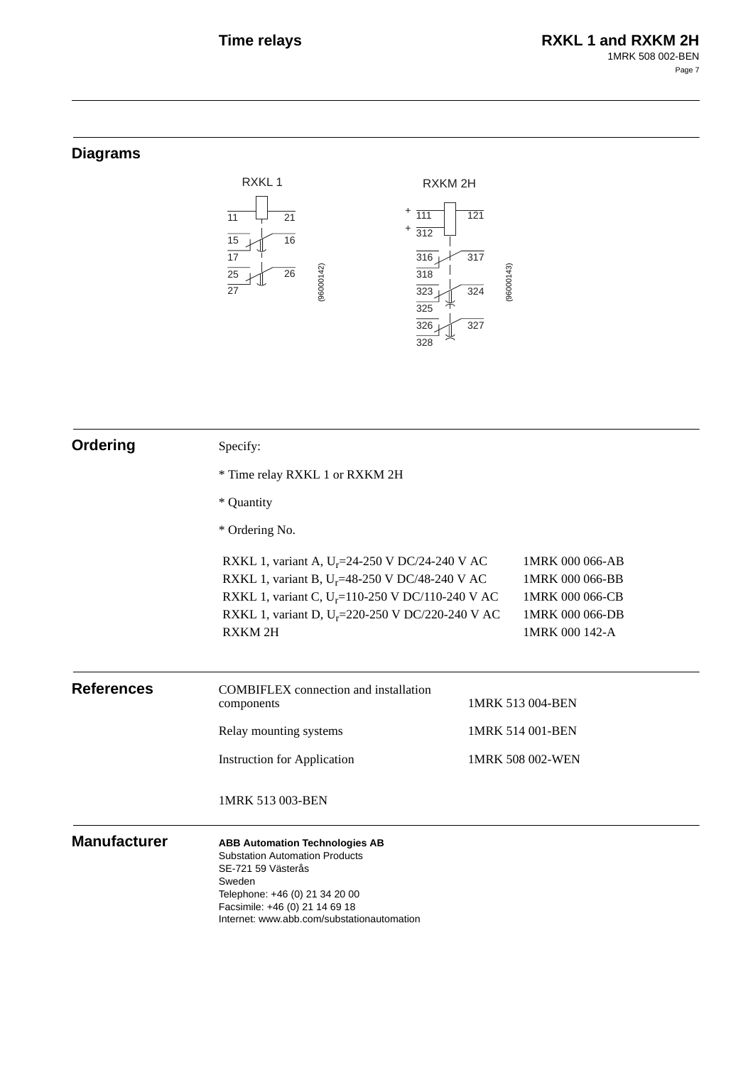## Diagrams

RXKL 1

11
21
15
16
17
25
26
27

(96000142)

RXKM 2H

+ 111
121
+ 312
316
317
318
323
324
325
326
327
328

(96000143)

## Ordering

Specify:

* Time relay RXKL 1 or RXKM 2H

* Quantity

* Ordering No.

| | |
|---|---|
| RXKL 1, variant A, $U_r$=24-250 V DC/24-240 V AC | 1MRK 000 066-AB |
| RXKL 1, variant B, $U_r$=48-250 V DC/48-240 V AC | 1MRK 000 066-BB |
| RXKL 1, variant C, $U_r$=110-250 V DC/110-240 V AC | 1MRK 000 066-CB |
| RXKL 1, variant D, $U_r$=220-250 V DC/220-240 V AC | 1MRK 000 066-DB |
| RXKM 2H | 1MRK 000 142-A |

## References

| | |
|---|---|
| COMBIFLEX connection and installation components | 1MRK 513 004-BEN |
| Relay mounting systems | 1MRK 514 001-BEN |
| Instruction for Application | 1MRK 508 002-WEN |

1MRK 513 003-BEN

## Manufacturer

**ABB Automation Technologies AB**
Substation Automation Products
SE-721 59 Västerås
Sweden
Telephone: +46 (0) 21 34 20 00
Facsimile: +46 (0) 21 14 69 18
Internet: www.abb.com/substationautomation